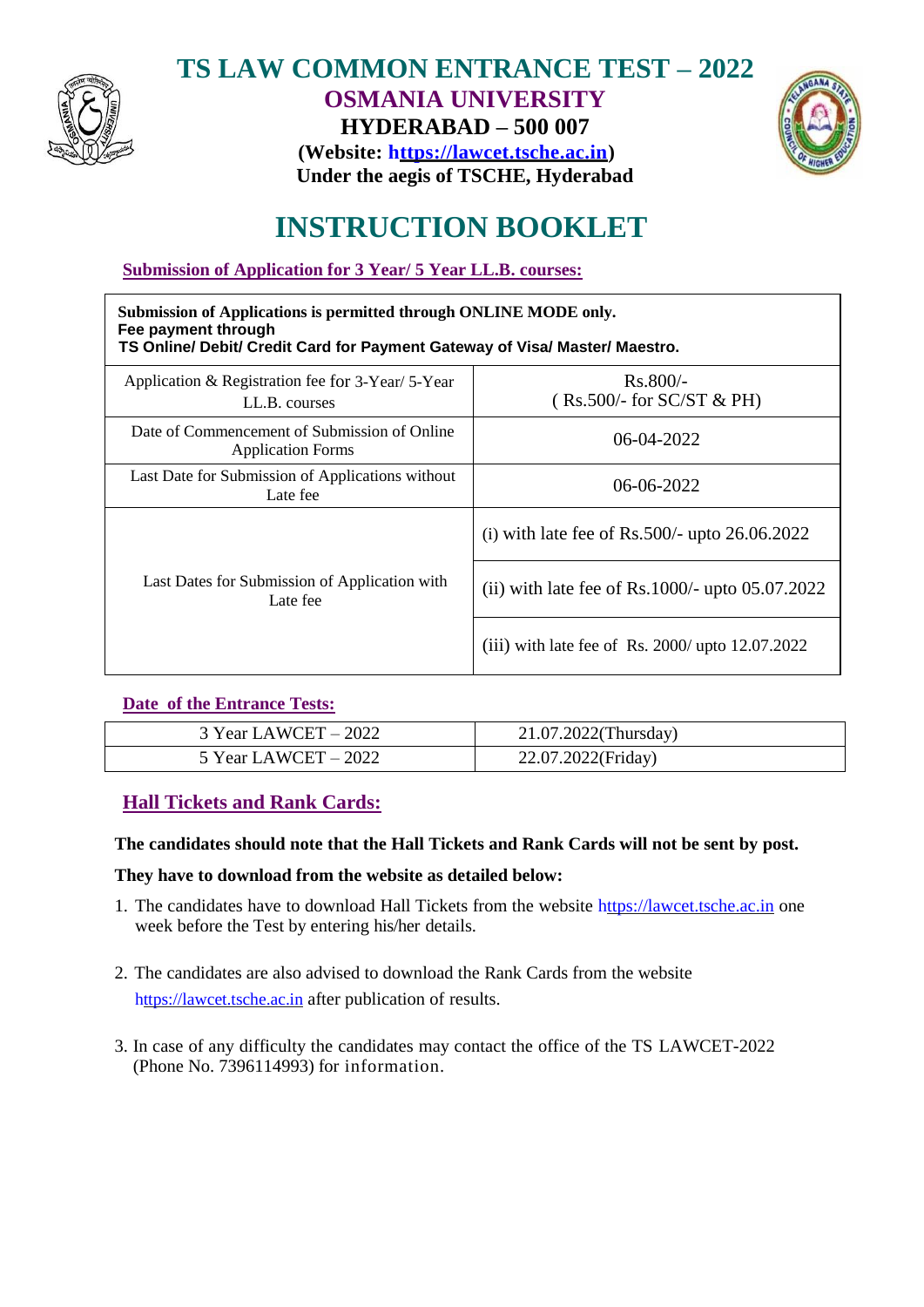# TS LAW COMMON ENTRANCE TEST – 2022

## OSMANIA UNIVERSITY

### HYDERABAD – 500 007

**(Website: https://lawcet.tsche.ac.in)**

**Under the aegis of TSCHE, Hyderabad**

# INSTRUCTION BOOKLET

**Submission of Application for 3 Year/ 5 Year LL.B. courses:**

| **Submission of Applications is permitted through ONLINE MODE only.**<br>**Fee payment through**<br>**TS Online/ Debit/ Credit Card for Payment Gateway of Visa/ Master/ Maestro.** | |
|---|---|
| Application & Registration fee for 3-Year/ 5-Year LL.B. courses | Rs.800/-<br>( Rs.500/- for SC/ST & PH) |
| Date of Commencement of Submission of Online Application Forms | 06-04-2022 |
| Last Date for Submission of Applications without Late fee | 06-06-2022 |
| Last Dates for Submission of Application with Late fee | (i) with late fee of Rs.500/- upto 26.06.2022 |
| | (ii) with late fee of Rs.1000/- upto 05.07.2022 |
| | (iii) with late fee of Rs. 2000/ upto 12.07.2022 |

**Date of the Entrance Tests:**

| | |
|---|---|
| 3 Year LAWCET – 2022 | 21.07.2022(Thursday) |
| 5 Year LAWCET – 2022 | 22.07.2022(Friday) |

## Hall Tickets and Rank Cards:

**The candidates should note that the Hall Tickets and Rank Cards will not be sent by post.**

**They have to download from the website as detailed below:**

1. The candidates have to download Hall Tickets from the website https://lawcet.tsche.ac.in one week before the Test by entering his/her details.

2. The candidates are also advised to download the Rank Cards from the website https://lawcet.tsche.ac.in after publication of results.

3. In case of any difficulty the candidates may contact the office of the TS LAWCET-2022 (Phone No. 7396114993) for information.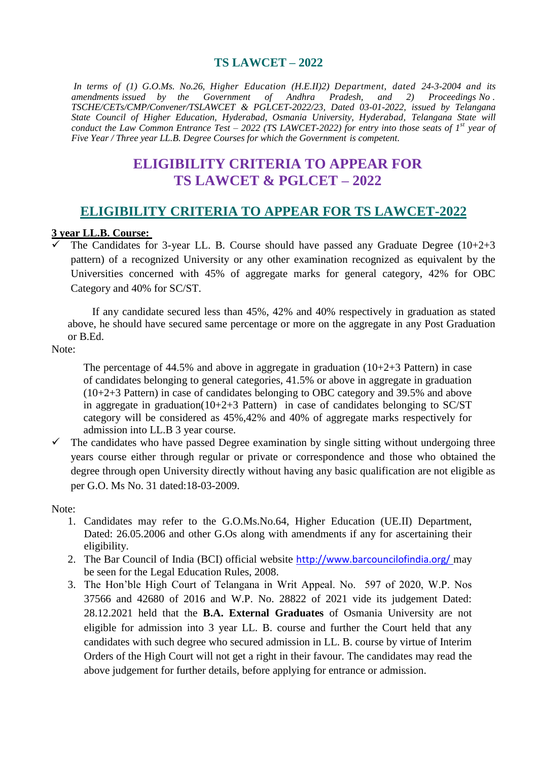# TS LAWCET – 2022

*In terms of (1) G.O.Ms. No.26, Higher Education (H.E.II)2) Department, dated 24-3-2004 and its amendments issued by the Government of Andhra Pradesh, and 2) Proceedings No . TSCHE/CETs/CMP/Convener/TSLAWCET & PGLCET-2022/23, Dated 03-01-2022, issued by Telangana State Council of Higher Education, Hyderabad, Osmania University, Hyderabad, Telangana State will conduct the Law Common Entrance Test – 2022 (TS LAWCET-2022) for entry into those seats of 1st year of Five Year / Three year LL.B. Degree Courses for which the Government is competent.*

# ELIGIBILITY CRITERIA TO APPEAR FOR TS LAWCET & PGLCET – 2022

## ELIGIBILITY CRITERIA TO APPEAR FOR TS LAWCET-2022

**3 year LL.B. Course:**

- ✓ The Candidates for 3-year LL. B. Course should have passed any Graduate Degree (10+2+3 pattern) of a recognized University or any other examination recognized as equivalent by the Universities concerned with 45% of aggregate marks for general category, 42% for OBC Category and 40% for SC/ST.

  If any candidate secured less than 45%, 42% and 40% respectively in graduation as stated above, he should have secured same percentage or more on the aggregate in any Post Graduation or B.Ed.

Note:

The percentage of 44.5% and above in aggregate in graduation (10+2+3 Pattern) in case of candidates belonging to general categories, 41.5% or above in aggregate in graduation (10+2+3 Pattern) in case of candidates belonging to OBC category and 39.5% and above in aggregate in graduation(10+2+3 Pattern) in case of candidates belonging to SC/ST category will be considered as 45%,42% and 40% of aggregate marks respectively for admission into LL.B 3 year course.

- ✓ The candidates who have passed Degree examination by single sitting without undergoing three years course either through regular or private or correspondence and those who obtained the degree through open University directly without having any basic qualification are not eligible as per G.O. Ms No. 31 dated:18-03-2009.

Note:

1. Candidates may refer to the G.O.Ms.No.64, Higher Education (UE.II) Department, Dated: 26.05.2006 and other G.Os along with amendments if any for ascertaining their eligibility.
2. The Bar Council of India (BCI) official website http://www.barcouncilofindia.org/ may be seen for the Legal Education Rules, 2008.
3. The Hon'ble High Court of Telangana in Writ Appeal. No. 597 of 2020, W.P. Nos 37566 and 42680 of 2016 and W.P. No. 28822 of 2021 vide its judgement Dated: 28.12.2021 held that the **B.A. External Graduates** of Osmania University are not eligible for admission into 3 year LL. B. course and further the Court held that any candidates with such degree who secured admission in LL. B. course by virtue of Interim Orders of the High Court will not get a right in their favour. The candidates may read the above judgement for further details, before applying for entrance or admission.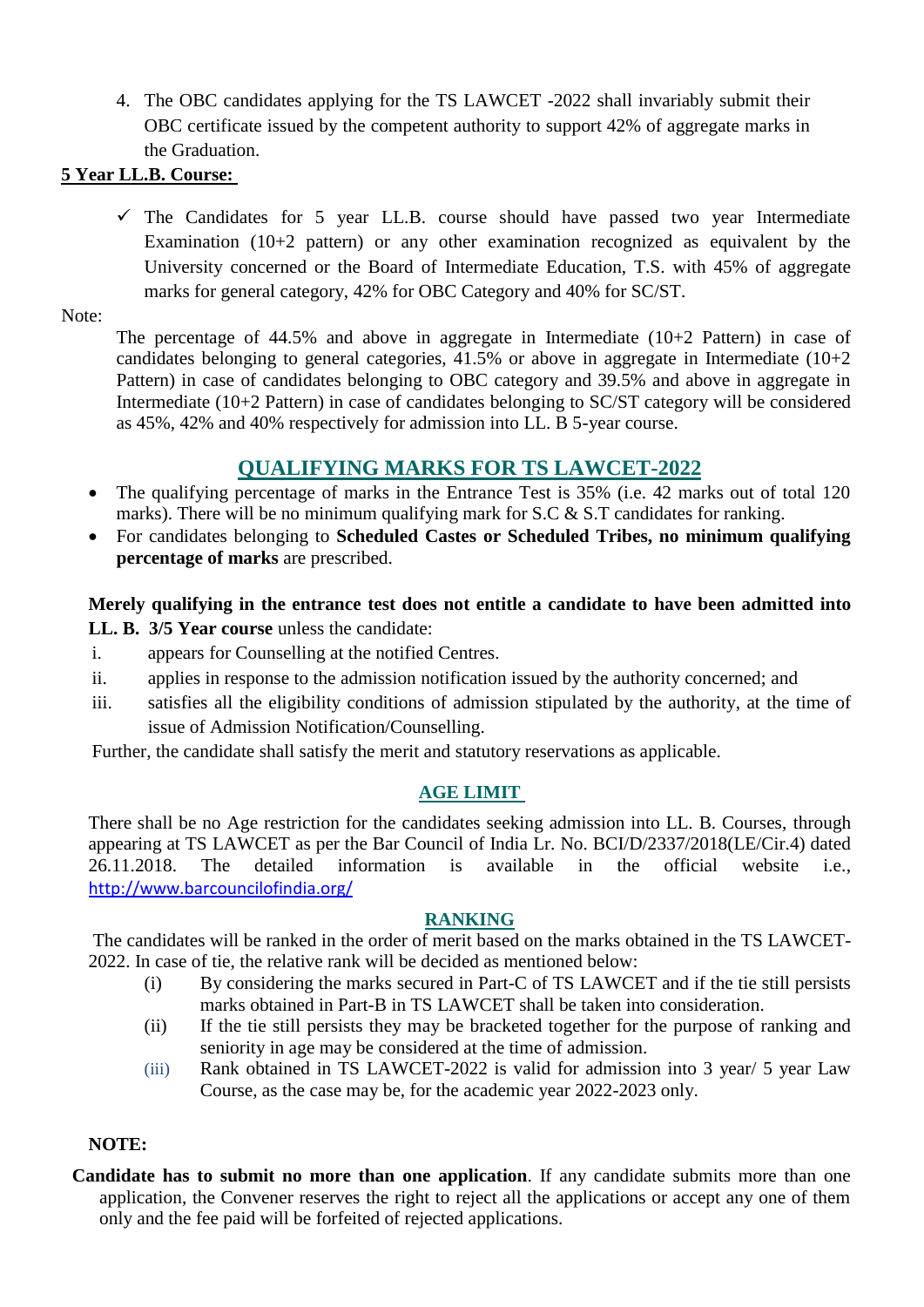4. The OBC candidates applying for the TS LAWCET -2022 shall invariably submit their OBC certificate issued by the competent authority to support 42% of aggregate marks in the Graduation.

**5 Year LL.B. Course:**

- ✓ The Candidates for 5 year LL.B. course should have passed two year Intermediate Examination (10+2 pattern) or any other examination recognized as equivalent by the University concerned or the Board of Intermediate Education, T.S. with 45% of aggregate marks for general category, 42% for OBC Category and 40% for SC/ST.

Note:

The percentage of 44.5% and above in aggregate in Intermediate (10+2 Pattern) in case of candidates belonging to general categories, 41.5% or above in aggregate in Intermediate (10+2 Pattern) in case of candidates belonging to OBC category and 39.5% and above in aggregate in Intermediate (10+2 Pattern) in case of candidates belonging to SC/ST category will be considered as 45%, 42% and 40% respectively for admission into LL. B 5-year course.

## QUALIFYING MARKS FOR TS LAWCET-2022

- The qualifying percentage of marks in the Entrance Test is 35% (i.e. 42 marks out of total 120 marks). There will be no minimum qualifying mark for S.C & S.T candidates for ranking.
- For candidates belonging to **Scheduled Castes or Scheduled Tribes, no minimum qualifying percentage of marks** are prescribed.

**Merely qualifying in the entrance test does not entitle a candidate to have been admitted into LL. B. 3/5 Year course** unless the candidate:

i. appears for Counselling at the notified Centres.

ii. applies in response to the admission notification issued by the authority concerned; and

iii. satisfies all the eligibility conditions of admission stipulated by the authority, at the time of issue of Admission Notification/Counselling.

Further, the candidate shall satisfy the merit and statutory reservations as applicable.

## AGE LIMIT

There shall be no Age restriction for the candidates seeking admission into LL. B. Courses, through appearing at TS LAWCET as per the Bar Council of India Lr. No. BCI/D/2337/2018(LE/Cir.4) dated 26.11.2018. The detailed information is available in the official website i.e., http://www.barcouncilofindia.org/

## RANKING

The candidates will be ranked in the order of merit based on the marks obtained in the TS LAWCET-2022. In case of tie, the relative rank will be decided as mentioned below:

(i) By considering the marks secured in Part-C of TS LAWCET and if the tie still persists marks obtained in Part-B in TS LAWCET shall be taken into consideration.

(ii) If the tie still persists they may be bracketed together for the purpose of ranking and seniority in age may be considered at the time of admission.

(iii) Rank obtained in TS LAWCET-2022 is valid for admission into 3 year/ 5 year Law Course, as the case may be, for the academic year 2022-2023 only.

**NOTE:**

**Candidate has to submit no more than one application**. If any candidate submits more than one application, the Convener reserves the right to reject all the applications or accept any one of them only and the fee paid will be forfeited of rejected applications.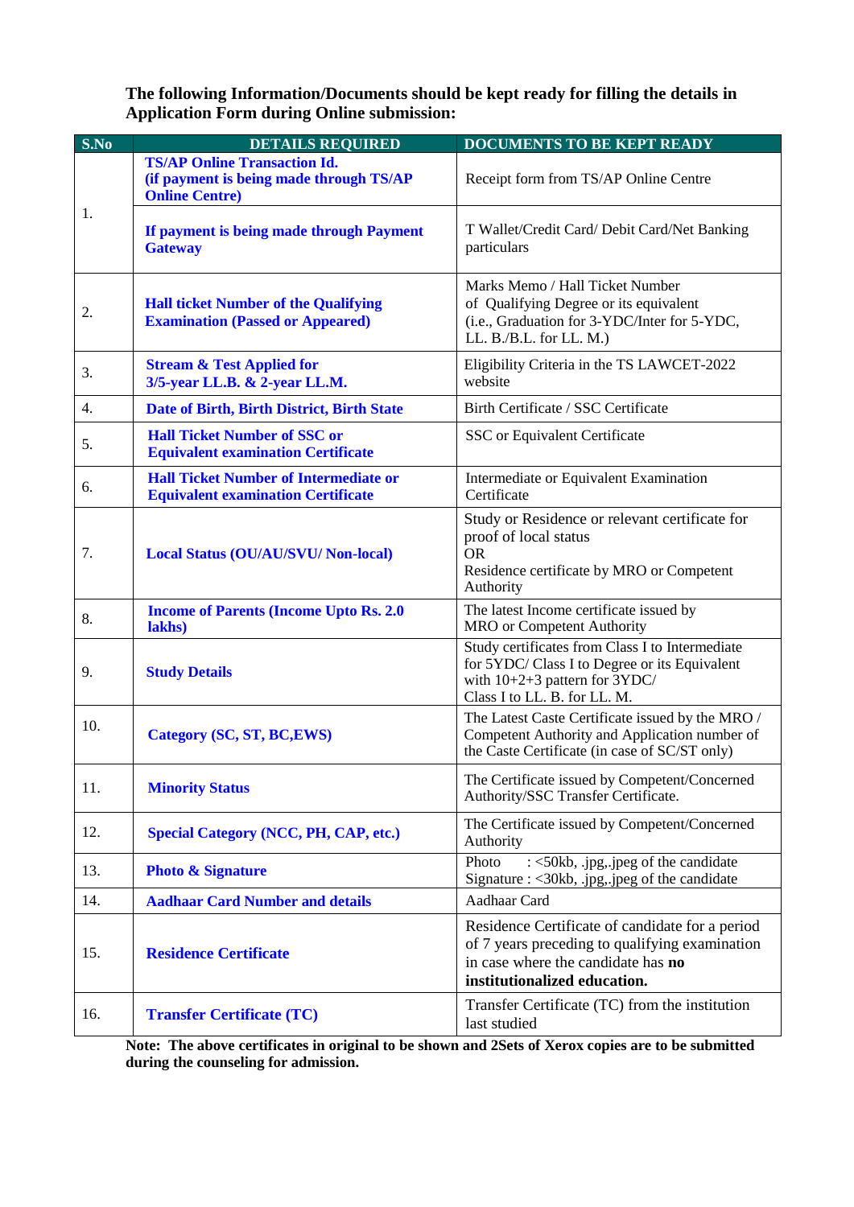**The following Information/Documents should be kept ready for filling the details in Application Form during Online submission:**

| S.No | DETAILS REQUIRED | DOCUMENTS TO BE KEPT READY |
|---|---|---|
| 1. | **TS/AP Online Transaction Id. (if payment is being made through TS/AP Online Centre)** | Receipt form from TS/AP Online Centre |
| | **If payment is being made through Payment Gateway** | T Wallet/Credit Card/ Debit Card/Net Banking particulars |
| 2. | **Hall ticket Number of the Qualifying Examination (Passed or Appeared)** | Marks Memo / Hall Ticket Number of Qualifying Degree or its equivalent (i.e., Graduation for 3-YDC/Inter for 5-YDC, LL. B./B.L. for LL. M.) |
| 3. | **Stream & Test Applied for 3/5-year LL.B. & 2-year LL.M.** | Eligibility Criteria in the TS LAWCET-2022 website |
| 4. | **Date of Birth, Birth District, Birth State** | Birth Certificate / SSC Certificate |
| 5. | **Hall Ticket Number of SSC or Equivalent examination Certificate** | SSC or Equivalent Certificate |
| 6. | **Hall Ticket Number of Intermediate or Equivalent examination Certificate** | Intermediate or Equivalent Examination Certificate |
| 7. | **Local Status (OU/AU/SVU/ Non-local)** | Study or Residence or relevant certificate for proof of local status OR Residence certificate by MRO or Competent Authority |
| 8. | **Income of Parents (Income Upto Rs. 2.0 lakhs)** | The latest Income certificate issued by MRO or Competent Authority |
| 9. | **Study Details** | Study certificates from Class I to Intermediate for 5YDC/ Class I to Degree or its Equivalent with 10+2+3 pattern for 3YDC/ Class I to LL. B. for LL. M. |
| 10. | **Category (SC, ST, BC,EWS)** | The Latest Caste Certificate issued by the MRO / Competent Authority and Application number of the Caste Certificate (in case of SC/ST only) |
| 11. | **Minority Status** | The Certificate issued by Competent/Concerned Authority/SSC Transfer Certificate. |
| 12. | **Special Category (NCC, PH, CAP, etc.)** | The Certificate issued by Competent/Concerned Authority |
| 13. | **Photo & Signature** | Photo : <50kb, .jpg,.jpeg of the candidate<br>Signature : <30kb, .jpg,.jpeg of the candidate |
| 14. | **Aadhaar Card Number and details** | Aadhaar Card |
| 15. | **Residence Certificate** | Residence Certificate of candidate for a period of 7 years preceding to qualifying examination in case where the candidate has **no institutionalized education.** |
| 16. | **Transfer Certificate (TC)** | Transfer Certificate (TC) from the institution last studied |

**Note: The above certificates in original to be shown and 2Sets of Xerox copies are to be submitted during the counseling for admission.**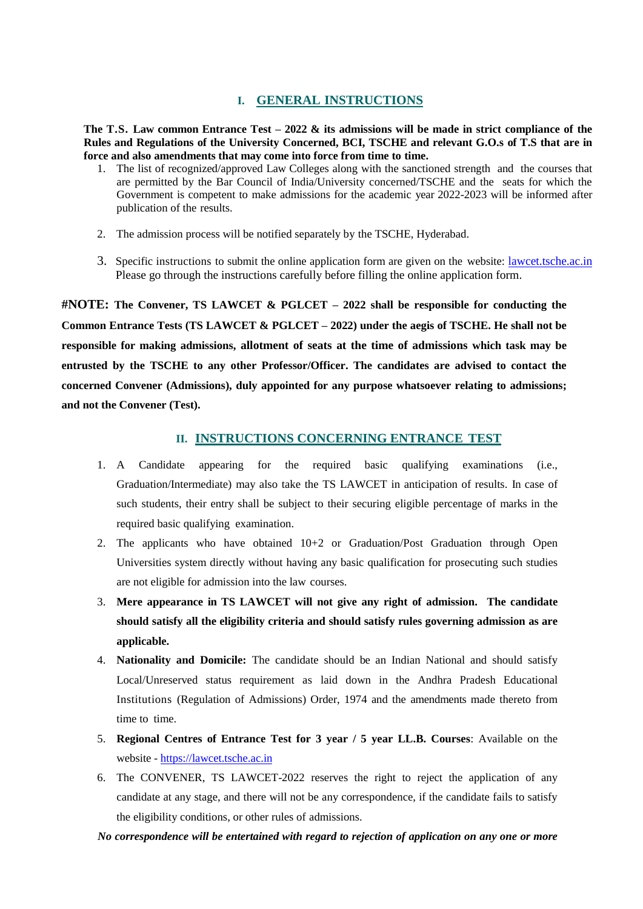## I. GENERAL INSTRUCTIONS

**The T.S. Law common Entrance Test – 2022 & its admissions will be made in strict compliance of the Rules and Regulations of the University Concerned, BCI, TSCHE and relevant G.O.s of T.S that are in force and also amendments that may come into force from time to time.**

1. The list of recognized/approved Law Colleges along with the sanctioned strength and the courses that are permitted by the Bar Council of India/University concerned/TSCHE and the seats for which the Government is competent to make admissions for the academic year 2022-2023 will be informed after publication of the results.
2. The admission process will be notified separately by the TSCHE, Hyderabad.
3. Specific instructions to submit the online application form are given on the website: lawcet.tsche.ac.in Please go through the instructions carefully before filling the online application form.

**#NOTE: The Convener, TS LAWCET & PGLCET – 2022 shall be responsible for conducting the Common Entrance Tests (TS LAWCET & PGLCET – 2022) under the aegis of TSCHE. He shall not be responsible for making admissions, allotment of seats at the time of admissions which task may be entrusted by the TSCHE to any other Professor/Officer. The candidates are advised to contact the concerned Convener (Admissions), duly appointed for any purpose whatsoever relating to admissions; and not the Convener (Test).**

## II. INSTRUCTIONS CONCERNING ENTRANCE TEST

1. A Candidate appearing for the required basic qualifying examinations (i.e., Graduation/Intermediate) may also take the TS LAWCET in anticipation of results. In case of such students, their entry shall be subject to their securing eligible percentage of marks in the required basic qualifying examination.
2. The applicants who have obtained 10+2 or Graduation/Post Graduation through Open Universities system directly without having any basic qualification for prosecuting such studies are not eligible for admission into the law courses.
3. **Mere appearance in TS LAWCET will not give any right of admission. The candidate should satisfy all the eligibility criteria and should satisfy rules governing admission as are applicable.**
4. **Nationality and Domicile:** The candidate should be an Indian National and should satisfy Local/Unreserved status requirement as laid down in the Andhra Pradesh Educational Institutions (Regulation of Admissions) Order, 1974 and the amendments made thereto from time to time.
5. **Regional Centres of Entrance Test for 3 year / 5 year LL.B. Courses**: Available on the website - https://lawcet.tsche.ac.in
6. The CONVENER, TS LAWCET-2022 reserves the right to reject the application of any candidate at any stage, and there will not be any correspondence, if the candidate fails to satisfy the eligibility conditions, or other rules of admissions.

***No correspondence will be entertained with regard to rejection of application on any one or more***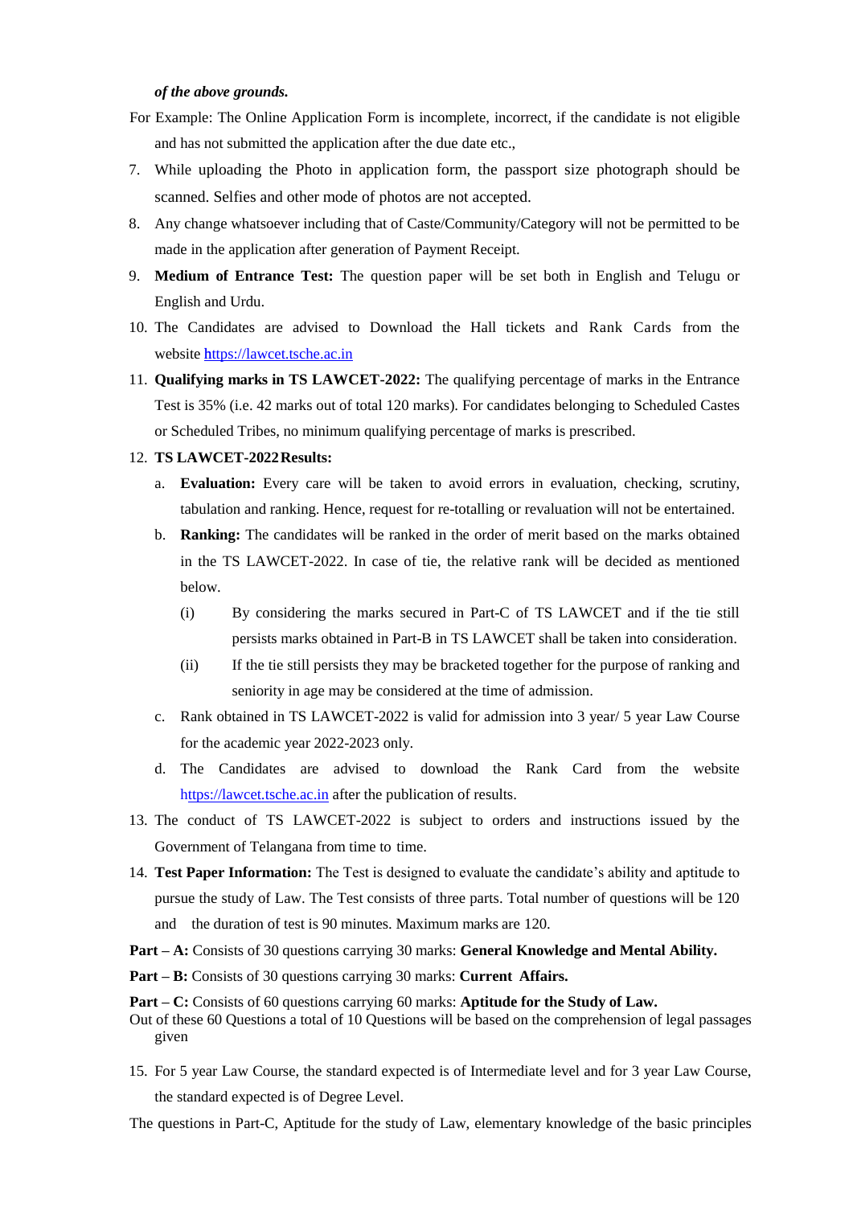*of the above grounds.*

For Example: The Online Application Form is incomplete, incorrect, if the candidate is not eligible and has not submitted the application after the due date etc.,

7. While uploading the Photo in application form, the passport size photograph should be scanned. Selfies and other mode of photos are not accepted.
8. Any change whatsoever including that of Caste/Community/Category will not be permitted to be made in the application after generation of Payment Receipt.
9. **Medium of Entrance Test:** The question paper will be set both in English and Telugu or English and Urdu.
10. The Candidates are advised to Download the Hall tickets and Rank Cards from the website https://lawcet.tsche.ac.in
11. **Qualifying marks in TS LAWCET-2022:** The qualifying percentage of marks in the Entrance Test is 35% (i.e. 42 marks out of total 120 marks). For candidates belonging to Scheduled Castes or Scheduled Tribes, no minimum qualifying percentage of marks is prescribed.
12. **TS LAWCET-2022 Results:**
    a. **Evaluation:** Every care will be taken to avoid errors in evaluation, checking, scrutiny, tabulation and ranking. Hence, request for re-totalling or revaluation will not be entertained.
    b. **Ranking:** The candidates will be ranked in the order of merit based on the marks obtained in the TS LAWCET-2022. In case of tie, the relative rank will be decided as mentioned below.
       (i) By considering the marks secured in Part-C of TS LAWCET and if the tie still persists marks obtained in Part-B in TS LAWCET shall be taken into consideration.
       (ii) If the tie still persists they may be bracketed together for the purpose of ranking and seniority in age may be considered at the time of admission.
    c. Rank obtained in TS LAWCET-2022 is valid for admission into 3 year/ 5 year Law Course for the academic year 2022-2023 only.
    d. The Candidates are advised to download the Rank Card from the website https://lawcet.tsche.ac.in after the publication of results.
13. The conduct of TS LAWCET-2022 is subject to orders and instructions issued by the Government of Telangana from time to time.
14. **Test Paper Information:** The Test is designed to evaluate the candidate's ability and aptitude to pursue the study of Law. The Test consists of three parts. Total number of questions will be 120 and the duration of test is 90 minutes. Maximum marks are 120.

**Part – A:** Consists of 30 questions carrying 30 marks: **General Knowledge and Mental Ability.**

**Part – B:** Consists of 30 questions carrying 30 marks: **Current Affairs.**

**Part – C:** Consists of 60 questions carrying 60 marks: **Aptitude for the Study of Law.**
Out of these 60 Questions a total of 10 Questions will be based on the comprehension of legal passages given

15. For 5 year Law Course, the standard expected is of Intermediate level and for 3 year Law Course, the standard expected is of Degree Level.

The questions in Part-C, Aptitude for the study of Law, elementary knowledge of the basic principles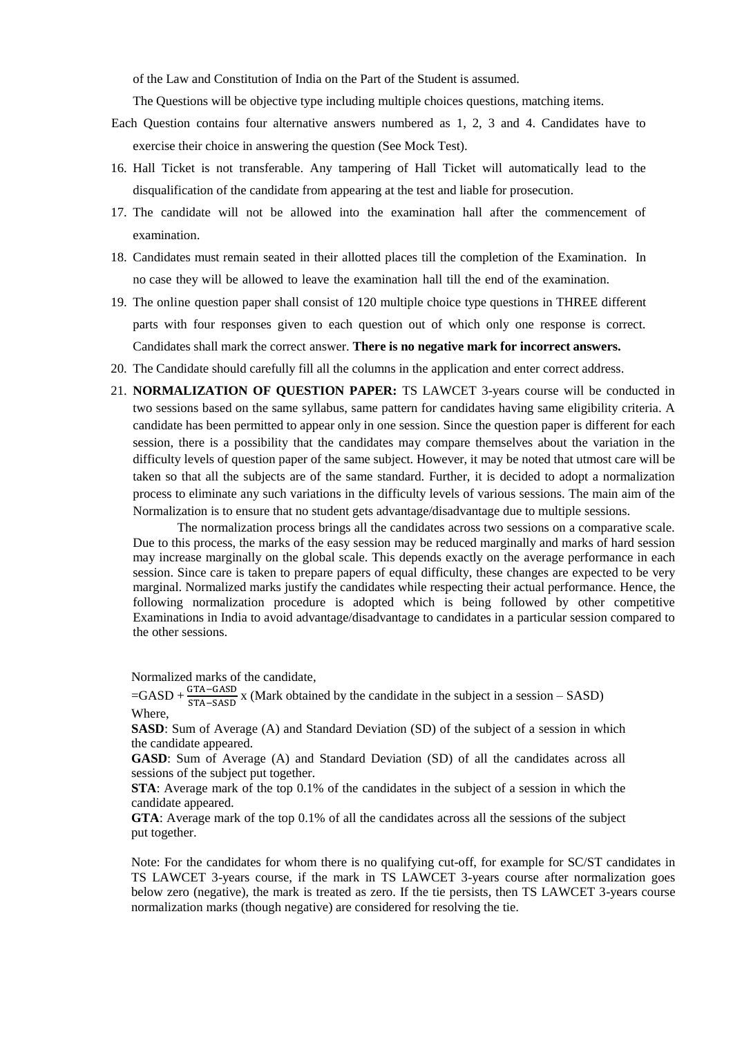of the Law and Constitution of India on the Part of the Student is assumed.

The Questions will be objective type including multiple choices questions, matching items.

Each Question contains four alternative answers numbered as 1, 2, 3 and 4. Candidates have to exercise their choice in answering the question (See Mock Test).

16. Hall Ticket is not transferable. Any tampering of Hall Ticket will automatically lead to the disqualification of the candidate from appearing at the test and liable for prosecution.
17. The candidate will not be allowed into the examination hall after the commencement of examination.
18. Candidates must remain seated in their allotted places till the completion of the Examination. In no case they will be allowed to leave the examination hall till the end of the examination.
19. The online question paper shall consist of 120 multiple choice type questions in THREE different parts with four responses given to each question out of which only one response is correct. Candidates shall mark the correct answer. **There is no negative mark for incorrect answers.**
20. The Candidate should carefully fill all the columns in the application and enter correct address.
21. **NORMALIZATION OF QUESTION PAPER:** TS LAWCET 3-years course will be conducted in two sessions based on the same syllabus, same pattern for candidates having same eligibility criteria. A candidate has been permitted to appear only in one session. Since the question paper is different for each session, there is a possibility that the candidates may compare themselves about the variation in the difficulty levels of question paper of the same subject. However, it may be noted that utmost care will be taken so that all the subjects are of the same standard. Further, it is decided to adopt a normalization process to eliminate any such variations in the difficulty levels of various sessions. The main aim of the Normalization is to ensure that no student gets advantage/disadvantage due to multiple sessions.

    The normalization process brings all the candidates across two sessions on a comparative scale. Due to this process, the marks of the easy session may be reduced marginally and marks of hard session may increase marginally on the global scale. This depends exactly on the average performance in each session. Since care is taken to prepare papers of equal difficulty, these changes are expected to be very marginal. Normalized marks justify the candidates while respecting their actual performance. Hence, the following normalization procedure is adopted which is being followed by other competitive Examinations in India to avoid advantage/disadvantage to candidates in a particular session compared to the other sessions.

Normalized marks of the candidate,

$$= \text{GASD} + \frac{\text{GTA} - \text{GASD}}{\text{STA} - \text{SASD}} \times (\text{Mark obtained by the candidate in the subject in a session} - \text{SASD})$$

Where,

**SASD**: Sum of Average (A) and Standard Deviation (SD) of the subject of a session in which the candidate appeared.

**GASD**: Sum of Average (A) and Standard Deviation (SD) of all the candidates across all sessions of the subject put together.

**STA**: Average mark of the top 0.1% of the candidates in the subject of a session in which the candidate appeared.

**GTA**: Average mark of the top 0.1% of all the candidates across all the sessions of the subject put together.

Note: For the candidates for whom there is no qualifying cut-off, for example for SC/ST candidates in TS LAWCET 3-years course, if the mark in TS LAWCET 3-years course after normalization goes below zero (negative), the mark is treated as zero. If the tie persists, then TS LAWCET 3-years course normalization marks (though negative) are considered for resolving the tie.